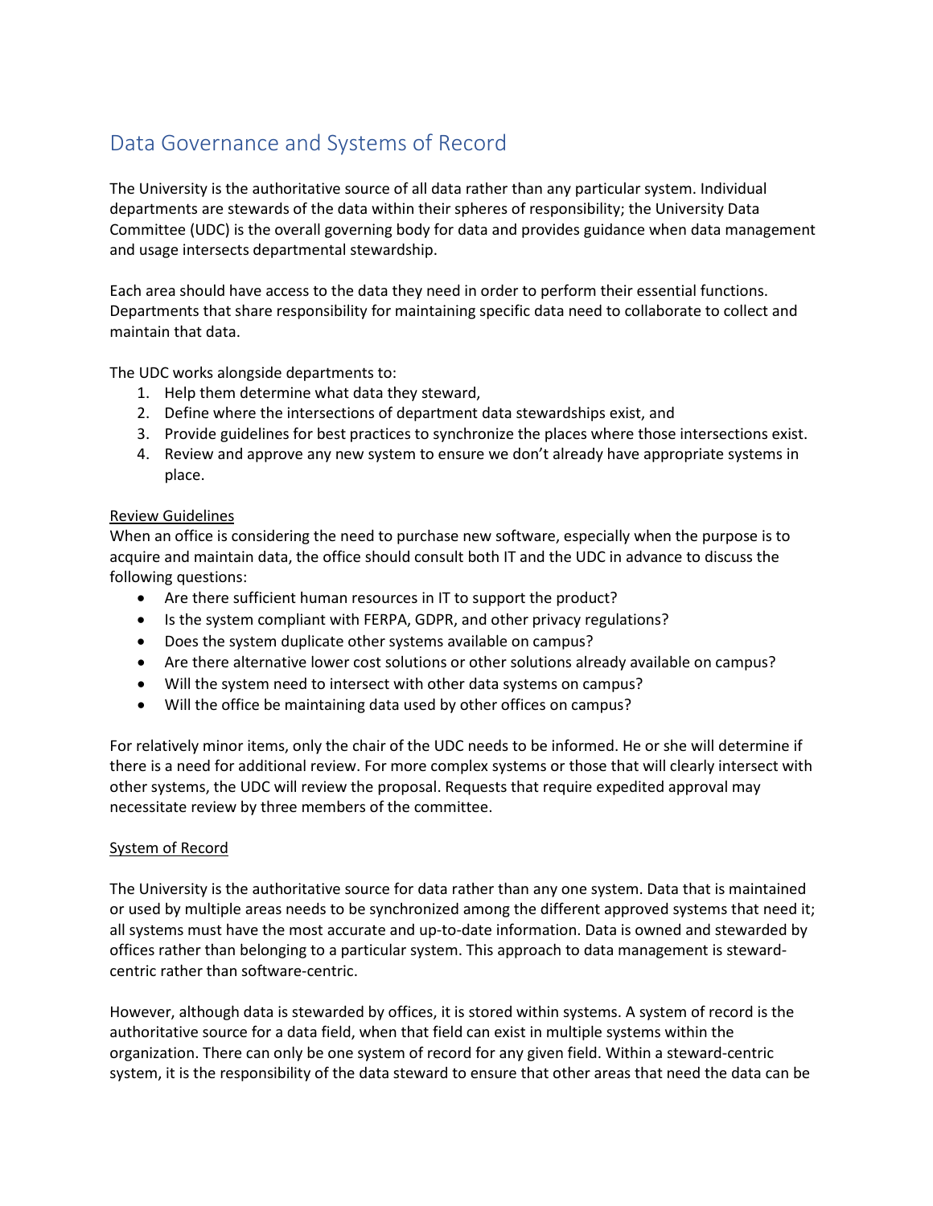# Data Governance and Systems of Record

The University is the authoritative source of all data rather than any particular system. Individual departments are stewards of the data within their spheres of responsibility; the University Data Committee (UDC) is the overall governing body for data and provides guidance when data management and usage intersects departmental stewardship.

Each area should have access to the data they need in order to perform their essential functions. Departments that share responsibility for maintaining specific data need to collaborate to collect and maintain that data.

The UDC works alongside departments to:

1. Help them determine what data they steward,
2. Define where the intersections of department data stewardships exist, and
3. Provide guidelines for best practices to synchronize the places where those intersections exist.
4. Review and approve any new system to ensure we don't already have appropriate systems in place.

<u>Review Guidelines</u>

When an office is considering the need to purchase new software, especially when the purpose is to acquire and maintain data, the office should consult both IT and the UDC in advance to discuss the following questions:

- Are there sufficient human resources in IT to support the product?
- Is the system compliant with FERPA, GDPR, and other privacy regulations?
- Does the system duplicate other systems available on campus?
- Are there alternative lower cost solutions or other solutions already available on campus?
- Will the system need to intersect with other data systems on campus?
- Will the office be maintaining data used by other offices on campus?

For relatively minor items, only the chair of the UDC needs to be informed. He or she will determine if there is a need for additional review. For more complex systems or those that will clearly intersect with other systems, the UDC will review the proposal. Requests that require expedited approval may necessitate review by three members of the committee.

<u>System of Record</u>

The University is the authoritative source for data rather than any one system. Data that is maintained or used by multiple areas needs to be synchronized among the different approved systems that need it; all systems must have the most accurate and up-to-date information. Data is owned and stewarded by offices rather than belonging to a particular system. This approach to data management is steward-centric rather than software-centric.

However, although data is stewarded by offices, it is stored within systems. A system of record is the authoritative source for a data field, when that field can exist in multiple systems within the organization. There can only be one system of record for any given field. Within a steward-centric system, it is the responsibility of the data steward to ensure that other areas that need the data can be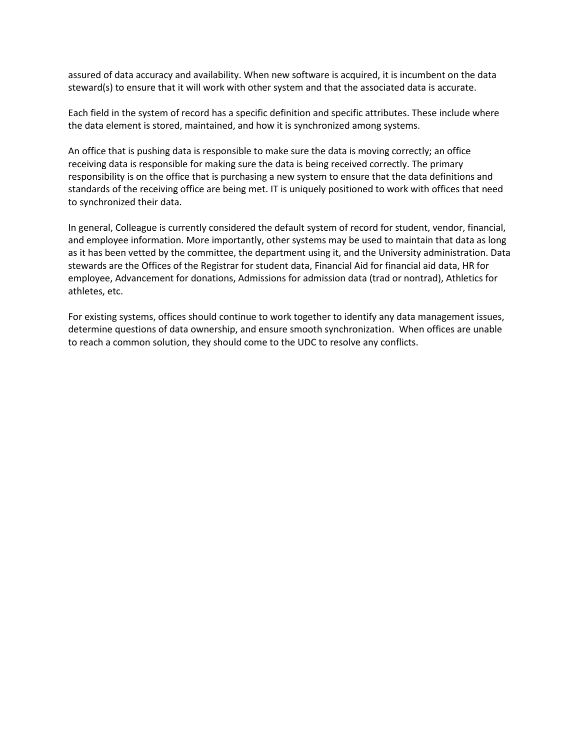assured of data accuracy and availability. When new software is acquired, it is incumbent on the data steward(s) to ensure that it will work with other system and that the associated data is accurate.

Each field in the system of record has a specific definition and specific attributes. These include where the data element is stored, maintained, and how it is synchronized among systems.

An office that is pushing data is responsible to make sure the data is moving correctly; an office receiving data is responsible for making sure the data is being received correctly. The primary responsibility is on the office that is purchasing a new system to ensure that the data definitions and standards of the receiving office are being met. IT is uniquely positioned to work with offices that need to synchronized their data.

In general, Colleague is currently considered the default system of record for student, vendor, financial, and employee information. More importantly, other systems may be used to maintain that data as long as it has been vetted by the committee, the department using it, and the University administration. Data stewards are the Offices of the Registrar for student data, Financial Aid for financial aid data, HR for employee, Advancement for donations, Admissions for admission data (trad or nontrad), Athletics for athletes, etc.

For existing systems, offices should continue to work together to identify any data management issues, determine questions of data ownership, and ensure smooth synchronization. When offices are unable to reach a common solution, they should come to the UDC to resolve any conflicts.